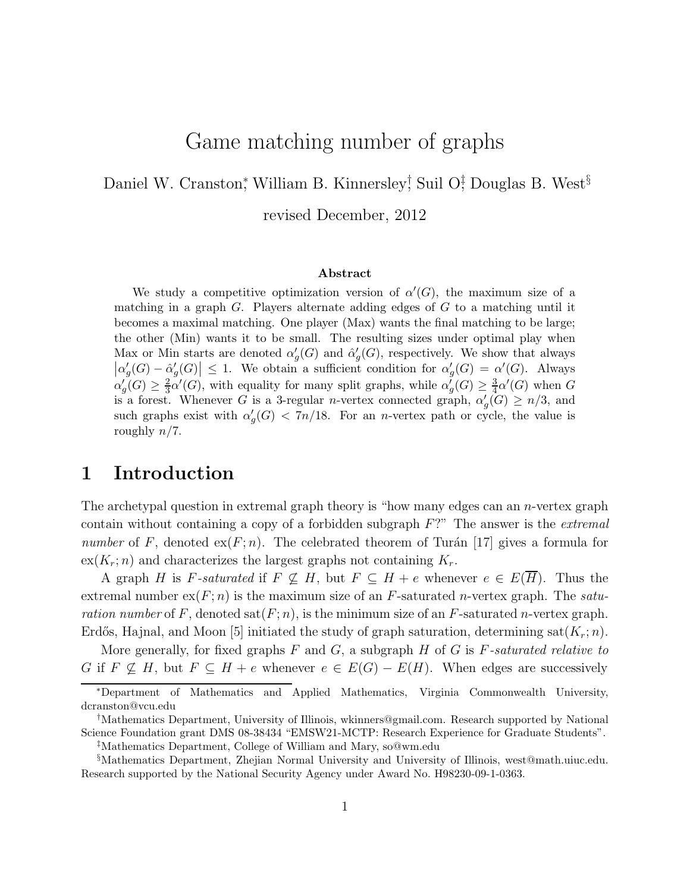# Game matching number of graphs

Daniel W. Cranston[*], William B. Kinnersley[†], Suil O[‡], Douglas B. West[§]

revised December, 2012

### Abstract

We study a competitive optimization version of $\alpha'(G)$, the maximum size of a matching in a graph $G$. Players alternate adding edges of $G$ to a matching until it becomes a maximal matching. One player (Max) wants the final matching to be large; the other (Min) wants it to be small. The resulting sizes under optimal play when Max or Min starts are denoted $\alpha'_g(G)$ and $\hat{\alpha}'_g(G)$, respectively. We show that always $\left|\alpha'_g(G) - \hat{\alpha}'_g(G)\right| \le 1$. We obtain a sufficient condition for $\alpha'_g(G) = \alpha'(G)$. Always $\alpha'_g(G) \ge \frac{2}{3}\alpha'(G)$, with equality for many split graphs, while $\alpha'_g(G) \ge \frac{3}{4}\alpha'(G)$ when $G$ is a forest. Whenever $G$ is a 3-regular $n$-vertex connected graph, $\alpha'_g(G) \ge n/3$, and such graphs exist with $\alpha'_g(G) < 7n/18$. For an $n$-vertex path or cycle, the value is roughly $n/7$.

## 1 Introduction

The archetypal question in extremal graph theory is "how many edges can an $n$-vertex graph contain without containing a copy of a forbidden subgraph $F$?" The answer is the *extremal number* of $F$, denoted $\mathrm{ex}(F;n)$. The celebrated theorem of Turán [17] gives a formula for $\mathrm{ex}(K_r;n)$ and characterizes the largest graphs not containing $K_r$.

A graph $H$ is *$F$-saturated* if $F \not\subseteq H$, but $F \subseteq H + e$ whenever $e \in E(\overline{H})$. Thus the extremal number $\mathrm{ex}(F;n)$ is the maximum size of an $F$-saturated $n$-vertex graph. The *saturation number* of $F$, denoted $\mathrm{sat}(F;n)$, is the minimum size of an $F$-saturated $n$-vertex graph. Erdős, Hajnal, and Moon [5] initiated the study of graph saturation, determining $\mathrm{sat}(K_r;n)$.

More generally, for fixed graphs $F$ and $G$, a subgraph $H$ of $G$ is *$F$-saturated relative to* $G$ if $F \not\subseteq H$, but $F \subseteq H + e$ whenever $e \in E(G) - E(H)$. When edges are successively

---

[*] Department of Mathematics and Applied Mathematics, Virginia Commonwealth University, dcranston@vcu.edu

[†] Mathematics Department, University of Illinois, wkinners@gmail.com. Research supported by National Science Foundation grant DMS 08-38434 "EMSW21-MCTP: Research Experience for Graduate Students".

[‡] Mathematics Department, College of William and Mary, so@wm.edu

[§] Mathematics Department, Zhejian Normal University and University of Illinois, west@math.uiuc.edu. Research supported by the National Security Agency under Award No. H98230-09-1-0363.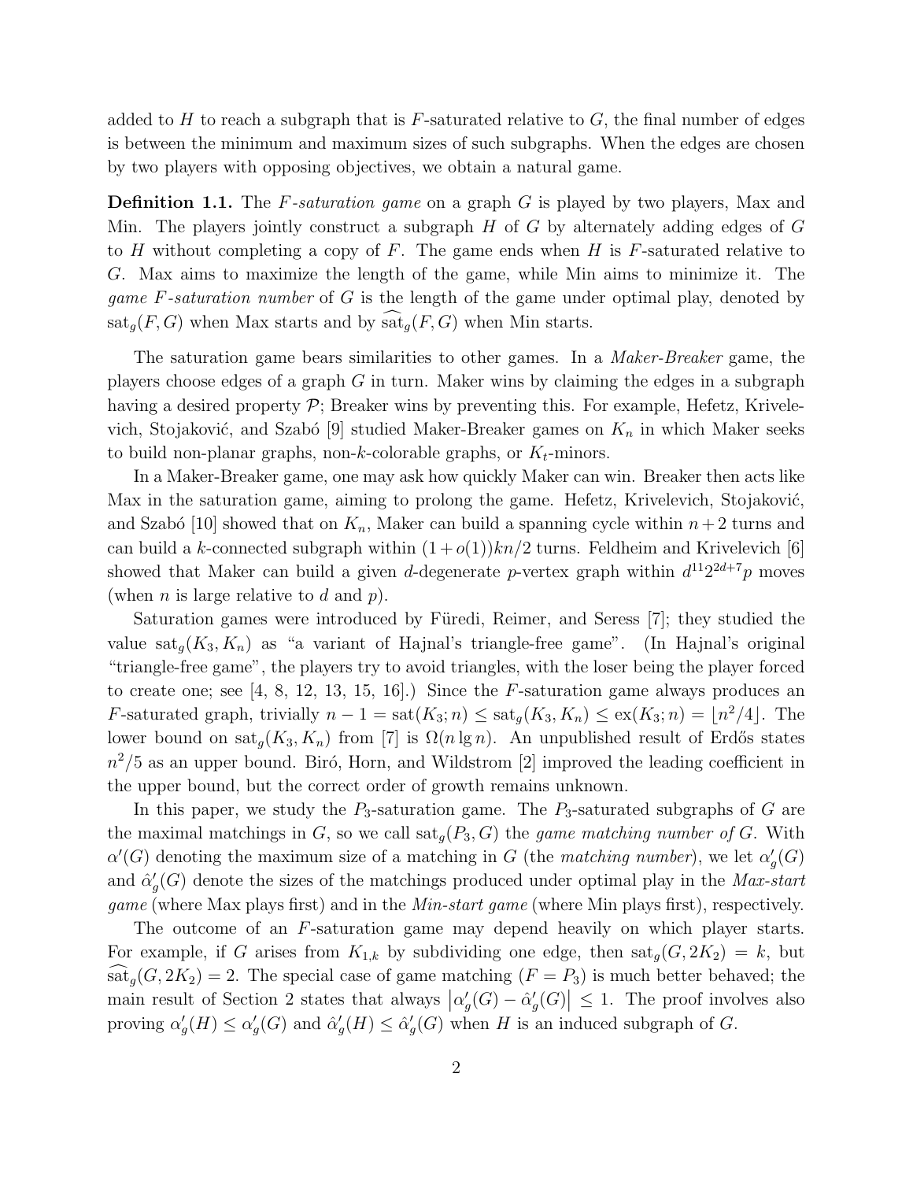added to $H$ to reach a subgraph that is $F$-saturated relative to $G$, the final number of edges is between the minimum and maximum sizes of such subgraphs. When the edges are chosen by two players with opposing objectives, we obtain a natural game.

**Definition 1.1.** The *$F$-saturation game* on a graph $G$ is played by two players, Max and Min. The players jointly construct a subgraph $H$ of $G$ by alternately adding edges of $G$ to $H$ without completing a copy of $F$. The game ends when $H$ is $F$-saturated relative to $G$. Max aims to maximize the length of the game, while Min aims to minimize it. The *game $F$-saturation number* of $G$ is the length of the game under optimal play, denoted by $\mathrm{sat}_g(F, G)$ when Max starts and by $\widehat{\mathrm{sat}}_g(F, G)$ when Min starts.

The saturation game bears similarities to other games. In a *Maker-Breaker* game, the players choose edges of a graph $G$ in turn. Maker wins by claiming the edges in a subgraph having a desired property $\mathcal{P}$; Breaker wins by preventing this. For example, Hefetz, Krivelevich, Stojaković, and Szabó [9] studied Maker-Breaker games on $K_n$ in which Maker seeks to build non-planar graphs, non-$k$-colorable graphs, or $K_t$-minors.

In a Maker-Breaker game, one may ask how quickly Maker can win. Breaker then acts like Max in the saturation game, aiming to prolong the game. Hefetz, Krivelevich, Stojaković, and Szabó [10] showed that on $K_n$, Maker can build a spanning cycle within $n+2$ turns and can build a $k$-connected subgraph within $(1+o(1))kn/2$ turns. Feldheim and Krivelevich [6] showed that Maker can build a given $d$-degenerate $p$-vertex graph within $d^{11}2^{2d+7}p$ moves (when $n$ is large relative to $d$ and $p$).

Saturation games were introduced by Füredi, Reimer, and Seress [7]; they studied the value $\mathrm{sat}_g(K_3, K_n)$ as "a variant of Hajnal's triangle-free game". (In Hajnal's original "triangle-free game", the players try to avoid triangles, with the loser being the player forced to create one; see [4, 8, 12, 13, 15, 16].) Since the $F$-saturation game always produces an $F$-saturated graph, trivially $n-1 = \mathrm{sat}(K_3; n) \le \mathrm{sat}_g(K_3, K_n) \le \mathrm{ex}(K_3; n) = \lfloor n^2/4 \rfloor$. The lower bound on $\mathrm{sat}_g(K_3, K_n)$ from [7] is $\Omega(n \lg n)$. An unpublished result of Erdős states $n^2/5$ as an upper bound. Biró, Horn, and Wildstrom [2] improved the leading coefficient in the upper bound, but the correct order of growth remains unknown.

In this paper, we study the $P_3$-saturation game. The $P_3$-saturated subgraphs of $G$ are the maximal matchings in $G$, so we call $\mathrm{sat}_g(P_3, G)$ the *game matching number of* $G$. With $\alpha'(G)$ denoting the maximum size of a matching in $G$ (the *matching number*), we let $\alpha'_g(G)$ and $\hat{\alpha}'_g(G)$ denote the sizes of the matchings produced under optimal play in the *Max-start game* (where Max plays first) and in the *Min-start game* (where Min plays first), respectively.

The outcome of an $F$-saturation game may depend heavily on which player starts. For example, if $G$ arises from $K_{1,k}$ by subdividing one edge, then $\mathrm{sat}_g(G, 2K_2) = k$, but $\widehat{\mathrm{sat}}_g(G, 2K_2) = 2$. The special case of game matching ($F = P_3$) is much better behaved; the main result of Section 2 states that always $\left|\alpha'_g(G) - \hat{\alpha}'_g(G)\right| \le 1$. The proof involves also proving $\alpha'_g(H) \le \alpha'_g(G)$ and $\hat{\alpha}'_g(H) \le \hat{\alpha}'_g(G)$ when $H$ is an induced subgraph of $G$.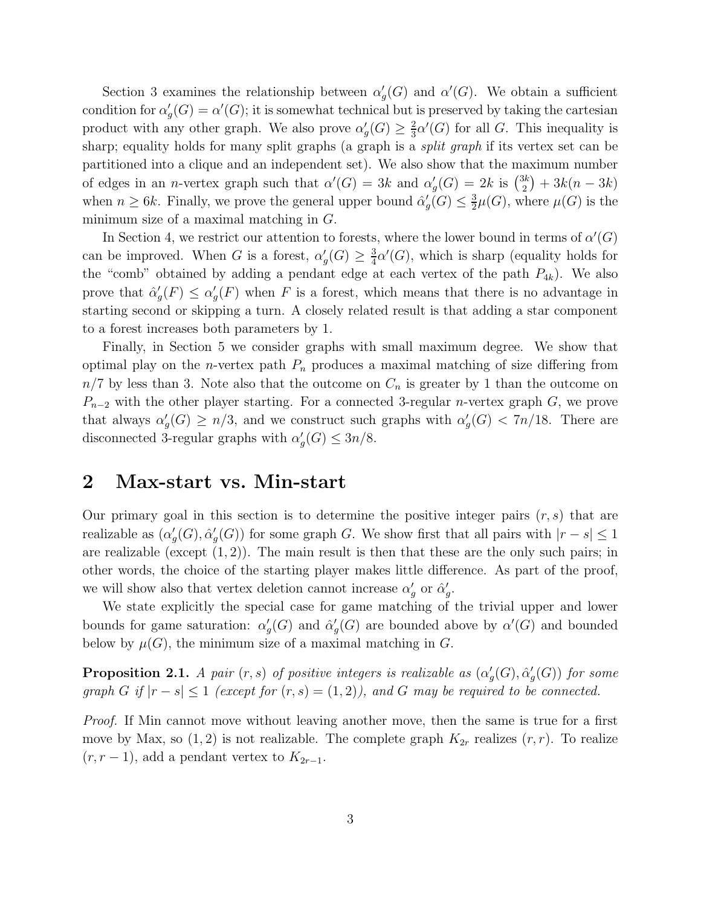Section 3 examines the relationship between $\alpha'_g(G)$ and $\alpha'(G)$. We obtain a sufficient condition for $\alpha'_g(G) = \alpha'(G)$; it is somewhat technical but is preserved by taking the cartesian product with any other graph. We also prove $\alpha'_g(G) \geq \frac{2}{3}\alpha'(G)$ for all $G$. This inequality is sharp; equality holds for many split graphs (a graph is a *split graph* if its vertex set can be partitioned into a clique and an independent set). We also show that the maximum number of edges in an $n$-vertex graph such that $\alpha'(G) = 3k$ and $\alpha'_g(G) = 2k$ is $\binom{3k}{2} + 3k(n - 3k)$ when $n \geq 6k$. Finally, we prove the general upper bound $\hat{\alpha}'_g(G) \leq \frac{3}{2}\mu(G)$, where $\mu(G)$ is the minimum size of a maximal matching in $G$.

In Section 4, we restrict our attention to forests, where the lower bound in terms of $\alpha'(G)$ can be improved. When $G$ is a forest, $\alpha'_g(G) \geq \frac{3}{4}\alpha'(G)$, which is sharp (equality holds for the "comb" obtained by adding a pendant edge at each vertex of the path $P_{4k}$). We also prove that $\hat{\alpha}'_g(F) \leq \alpha'_g(F)$ when $F$ is a forest, which means that there is no advantage in starting second or skipping a turn. A closely related result is that adding a star component to a forest increases both parameters by 1.

Finally, in Section 5 we consider graphs with small maximum degree. We show that optimal play on the $n$-vertex path $P_n$ produces a maximal matching of size differing from $n/7$ by less than 3. Note also that the outcome on $C_n$ is greater by 1 than the outcome on $P_{n-2}$ with the other player starting. For a connected 3-regular $n$-vertex graph $G$, we prove that always $\alpha'_g(G) \geq n/3$, and we construct such graphs with $\alpha'_g(G) < 7n/18$. There are disconnected 3-regular graphs with $\alpha'_g(G) \leq 3n/8$.

## 2 Max-start vs. Min-start

Our primary goal in this section is to determine the positive integer pairs $(r, s)$ that are realizable as $(\alpha'_g(G), \hat{\alpha}'_g(G))$ for some graph $G$. We show first that all pairs with $|r - s| \leq 1$ are realizable (except $(1, 2)$). The main result is then that these are the only such pairs; in other words, the choice of the starting player makes little difference. As part of the proof, we will show also that vertex deletion cannot increase $\alpha'_g$ or $\hat{\alpha}'_g$.

We state explicitly the special case for game matching of the trivial upper and lower bounds for game saturation: $\alpha'_g(G)$ and $\hat{\alpha}'_g(G)$ are bounded above by $\alpha'(G)$ and bounded below by $\mu(G)$, the minimum size of a maximal matching in $G$.

**Proposition 2.1.** *A pair $(r, s)$ of positive integers is realizable as $(\alpha'_g(G), \hat{\alpha}'_g(G))$ for some graph $G$ if $|r - s| \leq 1$ (except for $(r, s) = (1, 2)$), and $G$ may be required to be connected.*

*Proof.* If Min cannot move without leaving another move, then the same is true for a first move by Max, so $(1, 2)$ is not realizable. The complete graph $K_{2r}$ realizes $(r, r)$. To realize $(r, r - 1)$, add a pendant vertex to $K_{2r-1}$.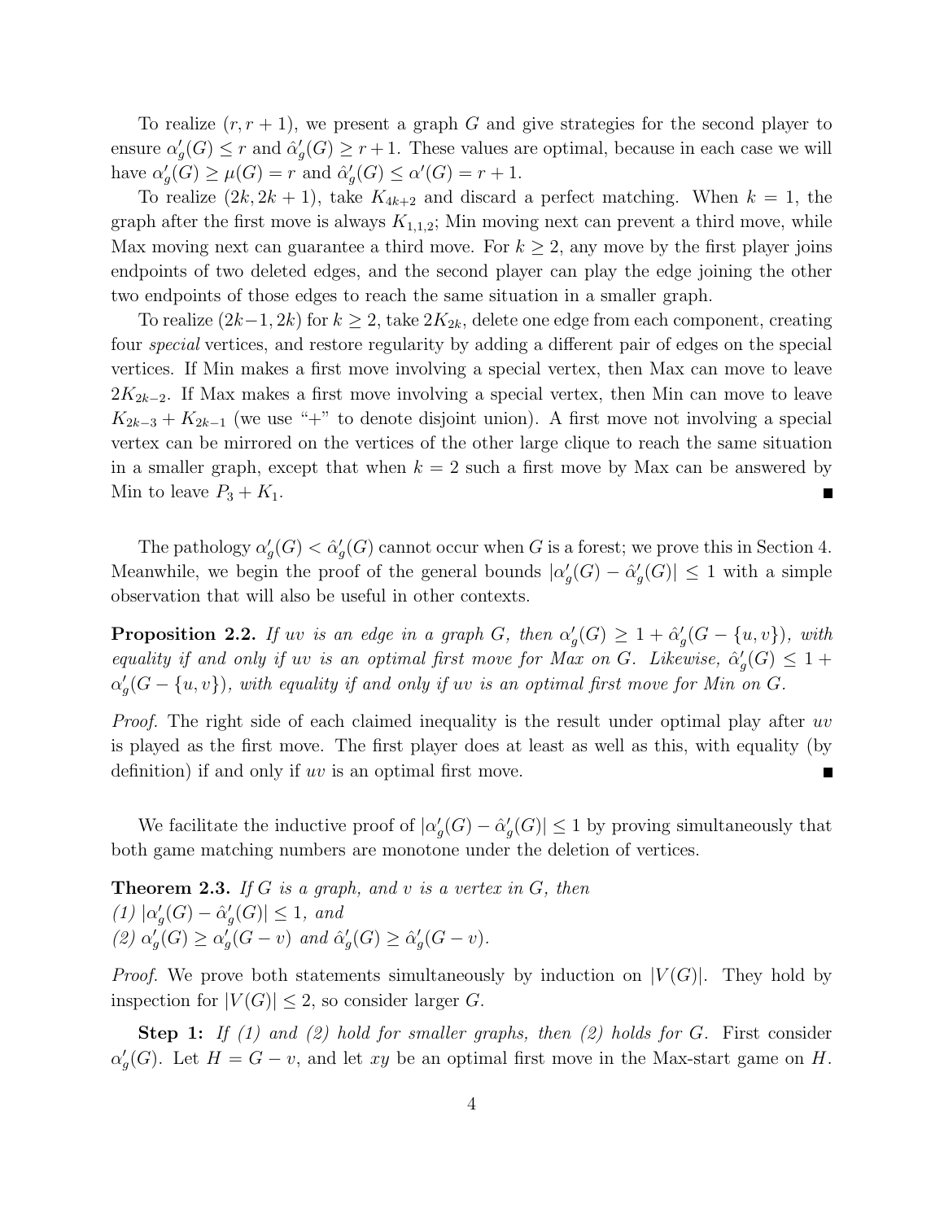To realize $(r, r+1)$, we present a graph $G$ and give strategies for the second player to ensure $\alpha'_g(G) \le r$ and $\hat{\alpha}'_g(G) \ge r+1$. These values are optimal, because in each case we will have $\alpha'_g(G) \ge \mu(G) = r$ and $\hat{\alpha}'_g(G) \le \alpha'(G) = r+1$.

To realize $(2k, 2k+1)$, take $K_{4k+2}$ and discard a perfect matching. When $k = 1$, the graph after the first move is always $K_{1,1,2}$; Min moving next can prevent a third move, while Max moving next can guarantee a third move. For $k \ge 2$, any move by the first player joins endpoints of two deleted edges, and the second player can play the edge joining the other two endpoints of those edges to reach the same situation in a smaller graph.

To realize $(2k-1, 2k)$ for $k \ge 2$, take $2K_{2k}$, delete one edge from each component, creating four *special* vertices, and restore regularity by adding a different pair of edges on the special vertices. If Min makes a first move involving a special vertex, then Max can move to leave $2K_{2k-2}$. If Max makes a first move involving a special vertex, then Min can move to leave $K_{2k-3} + K_{2k-1}$ (we use "+" to denote disjoint union). A first move not involving a special vertex can be mirrored on the vertices of the other large clique to reach the same situation in a smaller graph, except that when $k = 2$ such a first move by Max can be answered by Min to leave $P_3 + K_1$. ∎

The pathology $\alpha'_g(G) < \hat{\alpha}'_g(G)$ cannot occur when $G$ is a forest; we prove this in Section 4. Meanwhile, we begin the proof of the general bounds $|\alpha'_g(G) - \hat{\alpha}'_g(G)| \le 1$ with a simple observation that will also be useful in other contexts.

**Proposition 2.2.** *If $uv$ is an edge in a graph $G$, then $\alpha'_g(G) \ge 1 + \hat{\alpha}'_g(G - \{u, v\})$, with equality if and only if $uv$ is an optimal first move for Max on $G$. Likewise, $\hat{\alpha}'_g(G) \le 1 + \alpha'_g(G - \{u, v\})$, with equality if and only if $uv$ is an optimal first move for Min on $G$.*

*Proof.* The right side of each claimed inequality is the result under optimal play after $uv$ is played as the first move. The first player does at least as well as this, with equality (by definition) if and only if $uv$ is an optimal first move. ∎

We facilitate the inductive proof of $|\alpha'_g(G) - \hat{\alpha}'_g(G)| \le 1$ by proving simultaneously that both game matching numbers are monotone under the deletion of vertices.

**Theorem 2.3.** *If $G$ is a graph, and $v$ is a vertex in $G$, then*
*(1) $|\alpha'_g(G) - \hat{\alpha}'_g(G)| \le 1$, and*
*(2) $\alpha'_g(G) \ge \alpha'_g(G - v)$ and $\hat{\alpha}'_g(G) \ge \hat{\alpha}'_g(G - v)$.*

*Proof.* We prove both statements simultaneously by induction on $|V(G)|$. They hold by inspection for $|V(G)| \le 2$, so consider larger $G$.

**Step 1:** *If (1) and (2) hold for smaller graphs, then (2) holds for $G$.* First consider $\alpha'_g(G)$. Let $H = G - v$, and let $xy$ be an optimal first move in the Max-start game on $H$.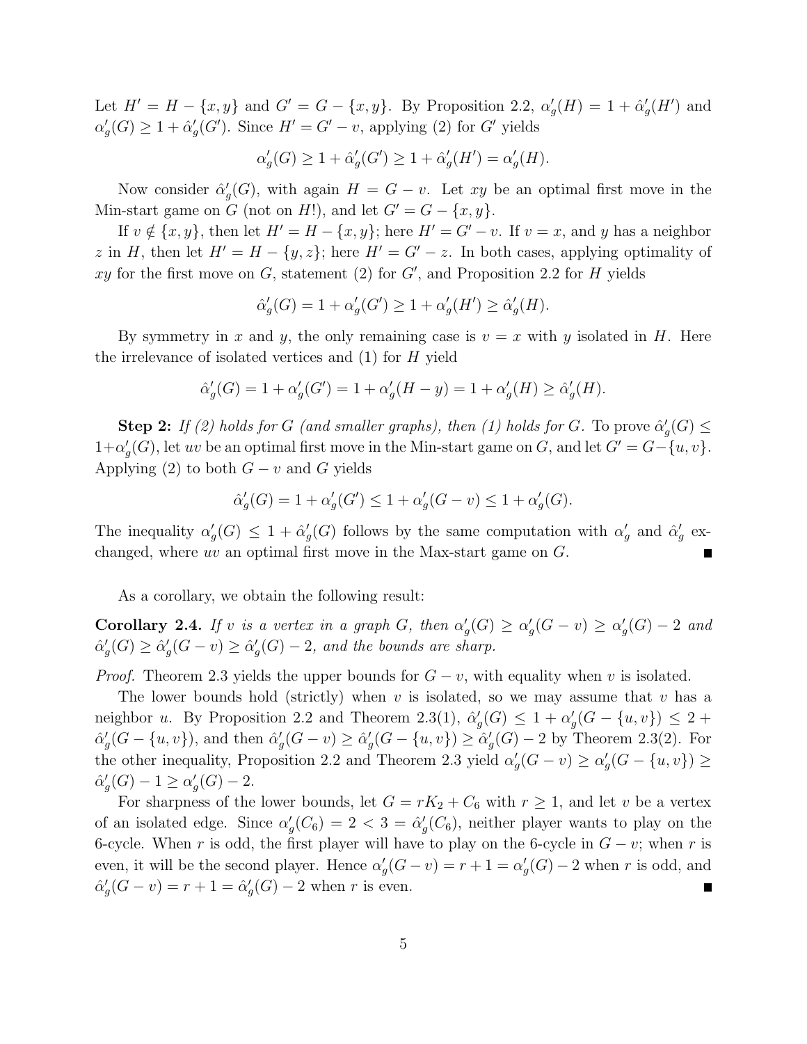Let $H' = H - \{x, y\}$ and $G' = G - \{x, y\}$. By Proposition 2.2, $\alpha'_g(H) = 1 + \hat{\alpha}'_g(H')$ and $\alpha'_g(G) \ge 1 + \hat{\alpha}'_g(G')$. Since $H' = G' - v$, applying (2) for $G'$ yields

$$\alpha'_g(G) \ge 1 + \hat{\alpha}'_g(G') \ge 1 + \hat{\alpha}'_g(H') = \alpha'_g(H).$$

Now consider $\hat{\alpha}'_g(G)$, with again $H = G - v$. Let $xy$ be an optimal first move in the Min-start game on $G$ (not on $H$!), and let $G' = G - \{x, y\}$.

If $v \notin \{x, y\}$, then let $H' = H - \{x, y\}$; here $H' = G' - v$. If $v = x$, and $y$ has a neighbor $z$ in $H$, then let $H' = H - \{y, z\}$; here $H' = G' - z$. In both cases, applying optimality of $xy$ for the first move on $G$, statement (2) for $G'$, and Proposition 2.2 for $H$ yields

$$\hat{\alpha}'_g(G) = 1 + \alpha'_g(G') \ge 1 + \alpha'_g(H') \ge \hat{\alpha}'_g(H).$$

By symmetry in $x$ and $y$, the only remaining case is $v = x$ with $y$ isolated in $H$. Here the irrelevance of isolated vertices and (1) for $H$ yield

$$\hat{\alpha}'_g(G) = 1 + \alpha'_g(G') = 1 + \alpha'_g(H - y) = 1 + \alpha'_g(H) \ge \hat{\alpha}'_g(H).$$

**Step 2:** *If (2) holds for $G$ (and smaller graphs), then (1) holds for $G$.* To prove $\hat{\alpha}'_g(G) \le 1 + \alpha'_g(G)$, let $uv$ be an optimal first move in the Min-start game on $G$, and let $G' = G - \{u, v\}$. Applying (2) to both $G - v$ and $G$ yields

$$\hat{\alpha}'_g(G) = 1 + \alpha'_g(G') \le 1 + \alpha'_g(G - v) \le 1 + \alpha'_g(G).$$

The inequality $\alpha'_g(G) \le 1 + \hat{\alpha}'_g(G)$ follows by the same computation with $\alpha'_g$ and $\hat{\alpha}'_g$ exchanged, where $uv$ an optimal first move in the Max-start game on $G$. ∎

As a corollary, we obtain the following result:

**Corollary 2.4.** *If $v$ is a vertex in a graph $G$, then $\alpha'_g(G) \ge \alpha'_g(G - v) \ge \alpha'_g(G) - 2$ and $\hat{\alpha}'_g(G) \ge \hat{\alpha}'_g(G - v) \ge \hat{\alpha}'_g(G) - 2$, and the bounds are sharp.*

*Proof.* Theorem 2.3 yields the upper bounds for $G - v$, with equality when $v$ is isolated.

The lower bounds hold (strictly) when $v$ is isolated, so we may assume that $v$ has a neighbor $u$. By Proposition 2.2 and Theorem 2.3(1), $\hat{\alpha}'_g(G) \le 1 + \alpha'_g(G - \{u, v\}) \le 2 + \hat{\alpha}'_g(G - \{u, v\})$, and then $\hat{\alpha}'_g(G - v) \ge \hat{\alpha}'_g(G - \{u, v\}) \ge \hat{\alpha}'_g(G) - 2$ by Theorem 2.3(2). For the other inequality, Proposition 2.2 and Theorem 2.3 yield $\alpha'_g(G - v) \ge \alpha'_g(G - \{u, v\}) \ge \hat{\alpha}'_g(G) - 1 \ge \alpha'_g(G) - 2$.

For sharpness of the lower bounds, let $G = rK_2 + C_6$ with $r \ge 1$, and let $v$ be a vertex of an isolated edge. Since $\alpha'_g(C_6) = 2 < 3 = \hat{\alpha}'_g(C_6)$, neither player wants to play on the 6-cycle. When $r$ is odd, the first player will have to play on the 6-cycle in $G - v$; when $r$ is even, it will be the second player. Hence $\alpha'_g(G - v) = r + 1 = \alpha'_g(G) - 2$ when $r$ is odd, and $\hat{\alpha}'_g(G - v) = r + 1 = \hat{\alpha}'_g(G) - 2$ when $r$ is even. ∎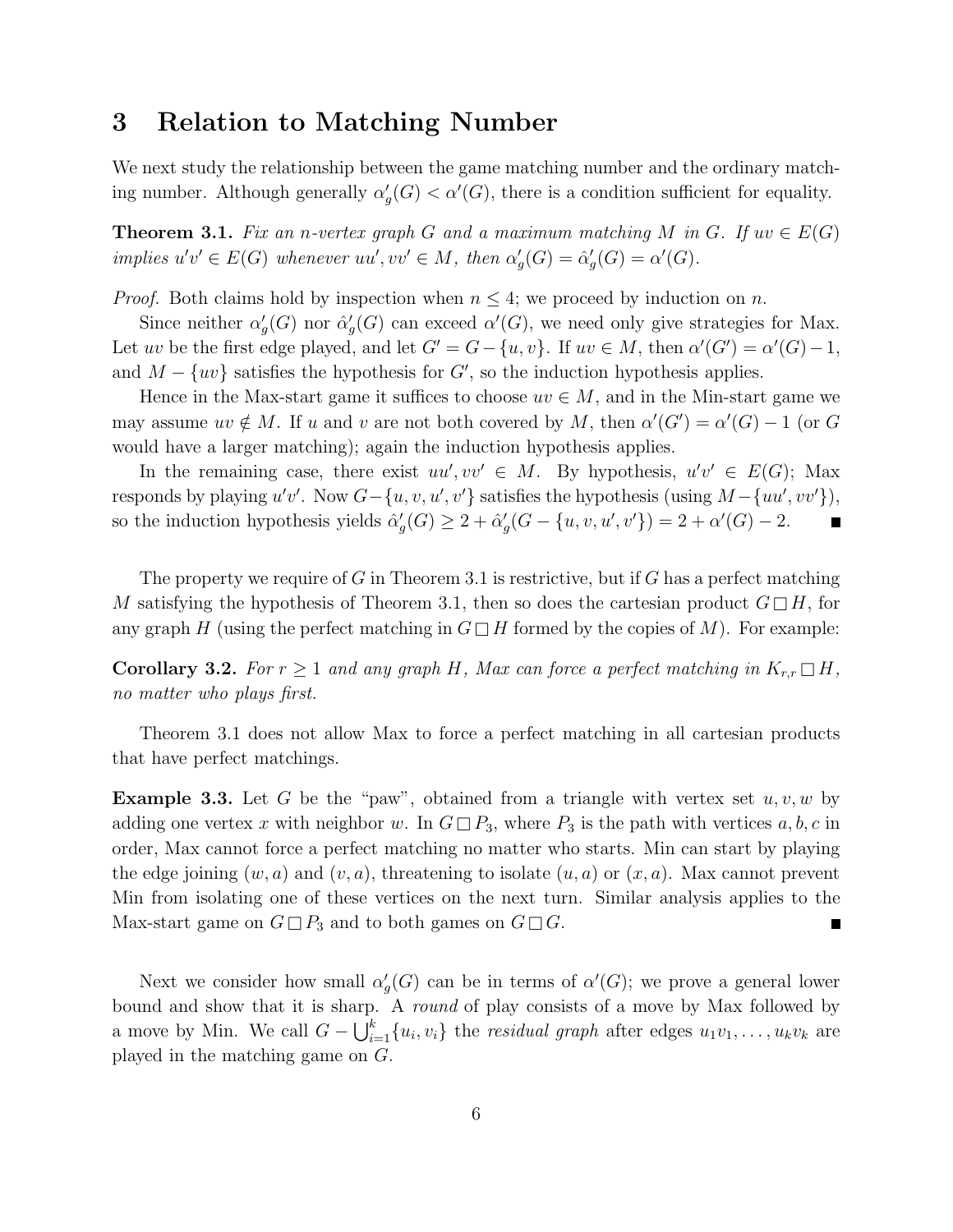## 3 Relation to Matching Number

We next study the relationship between the game matching number and the ordinary matching number. Although generally $\alpha'_g(G) < \alpha'(G)$, there is a condition sufficient for equality.

**Theorem 3.1.** *Fix an $n$-vertex graph $G$ and a maximum matching $M$ in $G$. If $uv \in E(G)$ implies $u'v' \in E(G)$ whenever $uu', vv' \in M$, then $\alpha'_g(G) = \hat{\alpha}'_g(G) = \alpha'(G)$.*

*Proof.* Both claims hold by inspection when $n \leq 4$; we proceed by induction on $n$.

Since neither $\alpha'_g(G)$ nor $\hat{\alpha}'_g(G)$ can exceed $\alpha'(G)$, we need only give strategies for Max. Let $uv$ be the first edge played, and let $G' = G - \{u, v\}$. If $uv \in M$, then $\alpha'(G') = \alpha'(G) - 1$, and $M - \{uv\}$ satisfies the hypothesis for $G'$, so the induction hypothesis applies.

Hence in the Max-start game it suffices to choose $uv \in M$, and in the Min-start game we may assume $uv \notin M$. If $u$ and $v$ are not both covered by $M$, then $\alpha'(G') = \alpha'(G) - 1$ (or $G$ would have a larger matching); again the induction hypothesis applies.

In the remaining case, there exist $uu', vv' \in M$. By hypothesis, $u'v' \in E(G)$; Max responds by playing $u'v'$. Now $G - \{u, v, u', v'\}$ satisfies the hypothesis (using $M - \{uu', vv'\}$), so the induction hypothesis yields $\hat{\alpha}'_g(G) \geq 2 + \hat{\alpha}'_g(G - \{u, v, u', v'\}) = 2 + \alpha'(G) - 2$. ∎

The property we require of $G$ in Theorem 3.1 is restrictive, but if $G$ has a perfect matching $M$ satisfying the hypothesis of Theorem 3.1, then so does the cartesian product $G \,\square\, H$, for any graph $H$ (using the perfect matching in $G \,\square\, H$ formed by the copies of $M$). For example:

**Corollary 3.2.** *For $r \geq 1$ and any graph $H$, Max can force a perfect matching in $K_{r,r} \,\square\, H$, no matter who plays first.*

Theorem 3.1 does not allow Max to force a perfect matching in all cartesian products that have perfect matchings.

**Example 3.3.** Let $G$ be the "paw", obtained from a triangle with vertex set $u, v, w$ by adding one vertex $x$ with neighbor $w$. In $G \,\square\, P_3$, where $P_3$ is the path with vertices $a, b, c$ in order, Max cannot force a perfect matching no matter who starts. Min can start by playing the edge joining $(w, a)$ and $(v, a)$, threatening to isolate $(u, a)$ or $(x, a)$. Max cannot prevent Min from isolating one of these vertices on the next turn. Similar analysis applies to the Max-start game on $G \,\square\, P_3$ and to both games on $G \,\square\, G$. ∎

Next we consider how small $\alpha'_g(G)$ can be in terms of $\alpha'(G)$; we prove a general lower bound and show that it is sharp. A *round* of play consists of a move by Max followed by a move by Min. We call $G - \bigcup_{i=1}^{k}\{u_i, v_i\}$ the *residual graph* after edges $u_1v_1, \ldots, u_kv_k$ are played in the matching game on $G$.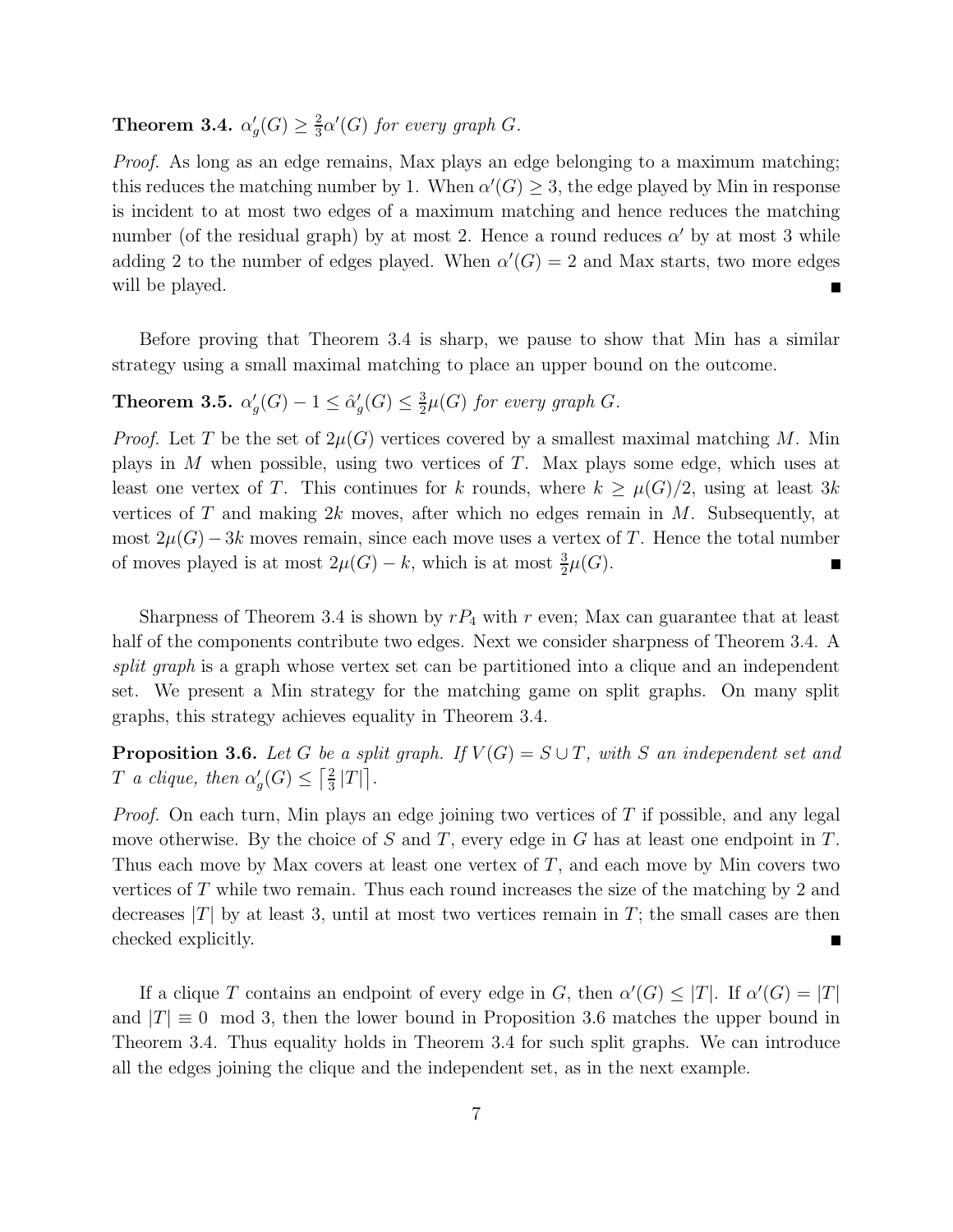**Theorem 3.4.** *$\alpha'_g(G) \ge \frac{2}{3}\alpha'(G)$ for every graph $G$.*

*Proof.* As long as an edge remains, Max plays an edge belonging to a maximum matching; this reduces the matching number by 1. When $\alpha'(G) \ge 3$, the edge played by Min in response is incident to at most two edges of a maximum matching and hence reduces the matching number (of the residual graph) by at most 2. Hence a round reduces $\alpha'$ by at most 3 while adding 2 to the number of edges played. When $\alpha'(G) = 2$ and Max starts, two more edges will be played. ∎

Before proving that Theorem 3.4 is sharp, we pause to show that Min has a similar strategy using a small maximal matching to place an upper bound on the outcome.

**Theorem 3.5.** *$\alpha'_g(G) - 1 \le \hat{\alpha}'_g(G) \le \frac{3}{2}\mu(G)$ for every graph $G$.*

*Proof.* Let $T$ be the set of $2\mu(G)$ vertices covered by a smallest maximal matching $M$. Min plays in $M$ when possible, using two vertices of $T$. Max plays some edge, which uses at least one vertex of $T$. This continues for $k$ rounds, where $k \ge \mu(G)/2$, using at least $3k$ vertices of $T$ and making $2k$ moves, after which no edges remain in $M$. Subsequently, at most $2\mu(G) - 3k$ moves remain, since each move uses a vertex of $T$. Hence the total number of moves played is at most $2\mu(G) - k$, which is at most $\frac{3}{2}\mu(G)$. ∎

Sharpness of Theorem 3.4 is shown by $rP_4$ with $r$ even; Max can guarantee that at least half of the components contribute two edges. Next we consider sharpness of Theorem 3.4. A *split graph* is a graph whose vertex set can be partitioned into a clique and an independent set. We present a Min strategy for the matching game on split graphs. On many split graphs, this strategy achieves equality in Theorem 3.4.

**Proposition 3.6.** *Let $G$ be a split graph. If $V(G) = S \cup T$, with $S$ an independent set and $T$ a clique, then $\alpha'_g(G) \le \left\lceil \frac{2}{3}|T| \right\rceil$.*

*Proof.* On each turn, Min plays an edge joining two vertices of $T$ if possible, and any legal move otherwise. By the choice of $S$ and $T$, every edge in $G$ has at least one endpoint in $T$. Thus each move by Max covers at least one vertex of $T$, and each move by Min covers two vertices of $T$ while two remain. Thus each round increases the size of the matching by 2 and decreases $|T|$ by at least 3, until at most two vertices remain in $T$; the small cases are then checked explicitly. ∎

If a clique $T$ contains an endpoint of every edge in $G$, then $\alpha'(G) \le |T|$. If $\alpha'(G) = |T|$ and $|T| \equiv 0 \mod 3$, then the lower bound in Proposition 3.6 matches the upper bound in Theorem 3.4. Thus equality holds in Theorem 3.4 for such split graphs. We can introduce all the edges joining the clique and the independent set, as in the next example.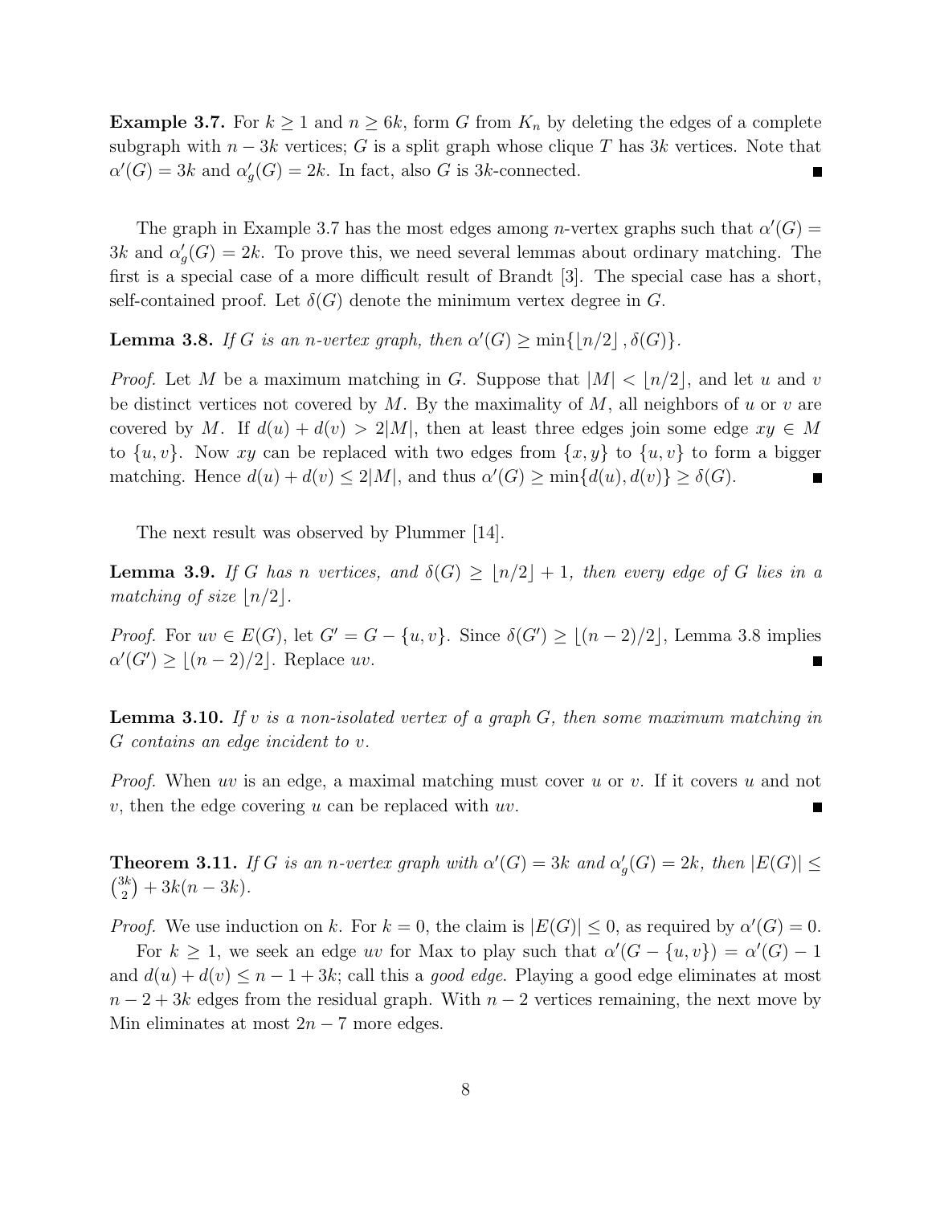**Example 3.7.** For $k \geq 1$ and $n \geq 6k$, form $G$ from $K_n$ by deleting the edges of a complete subgraph with $n - 3k$ vertices; $G$ is a split graph whose clique $T$ has $3k$ vertices. Note that $\alpha'(G) = 3k$ and $\alpha'_g(G) = 2k$. In fact, also $G$ is $3k$-connected. ∎

The graph in Example 3.7 has the most edges among $n$-vertex graphs such that $\alpha'(G) = 3k$ and $\alpha'_g(G) = 2k$. To prove this, we need several lemmas about ordinary matching. The first is a special case of a more difficult result of Brandt [3]. The special case has a short, self-contained proof. Let $\delta(G)$ denote the minimum vertex degree in $G$.

**Lemma 3.8.** *If $G$ is an $n$-vertex graph, then $\alpha'(G) \geq \min\{\lfloor n/2 \rfloor, \delta(G)\}$.*

*Proof.* Let $M$ be a maximum matching in $G$. Suppose that $|M| < \lfloor n/2 \rfloor$, and let $u$ and $v$ be distinct vertices not covered by $M$. By the maximality of $M$, all neighbors of $u$ or $v$ are covered by $M$. If $d(u) + d(v) > 2|M|$, then at least three edges join some edge $xy \in M$ to $\{u, v\}$. Now $xy$ can be replaced with two edges from $\{x, y\}$ to $\{u, v\}$ to form a bigger matching. Hence $d(u) + d(v) \leq 2|M|$, and thus $\alpha'(G) \geq \min\{d(u), d(v)\} \geq \delta(G)$. ∎

The next result was observed by Plummer [14].

**Lemma 3.9.** *If $G$ has $n$ vertices, and $\delta(G) \geq \lfloor n/2 \rfloor + 1$, then every edge of $G$ lies in a matching of size $\lfloor n/2 \rfloor$.*

*Proof.* For $uv \in E(G)$, let $G' = G - \{u, v\}$. Since $\delta(G') \geq \lfloor (n-2)/2 \rfloor$, Lemma 3.8 implies $\alpha'(G') \geq \lfloor (n-2)/2 \rfloor$. Replace $uv$. ∎

**Lemma 3.10.** *If $v$ is a non-isolated vertex of a graph $G$, then some maximum matching in $G$ contains an edge incident to $v$.*

*Proof.* When $uv$ is an edge, a maximal matching must cover $u$ or $v$. If it covers $u$ and not $v$, then the edge covering $u$ can be replaced with $uv$. ∎

**Theorem 3.11.** *If $G$ is an $n$-vertex graph with $\alpha'(G) = 3k$ and $\alpha'_g(G) = 2k$, then $|E(G)| \leq \binom{3k}{2} + 3k(n - 3k)$.*

*Proof.* We use induction on $k$. For $k = 0$, the claim is $|E(G)| \leq 0$, as required by $\alpha'(G) = 0$.

For $k \geq 1$, we seek an edge $uv$ for Max to play such that $\alpha'(G - \{u, v\}) = \alpha'(G) - 1$ and $d(u) + d(v) \leq n - 1 + 3k$; call this a *good edge*. Playing a good edge eliminates at most $n - 2 + 3k$ edges from the residual graph. With $n - 2$ vertices remaining, the next move by Min eliminates at most $2n - 7$ more edges.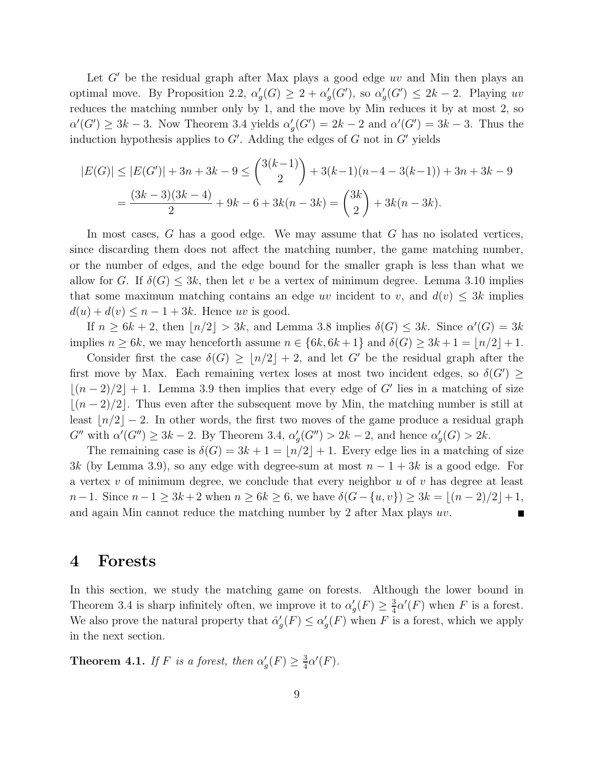Let $G'$ be the residual graph after Max plays a good edge $uv$ and Min then plays an optimal move. By Proposition 2.2, $\alpha'_g(G) \ge 2 + \alpha'_g(G')$, so $\alpha'_g(G') \le 2k-2$. Playing $uv$ reduces the matching number only by 1, and the move by Min reduces it by at most 2, so $\alpha'(G') \ge 3k-3$. Now Theorem 3.4 yields $\alpha'_g(G') = 2k-2$ and $\alpha'(G') = 3k-3$. Thus the induction hypothesis applies to $G'$. Adding the edges of $G$ not in $G'$ yields

$$
\begin{aligned}
|E(G)| &\le |E(G')| + 3n + 3k - 9 \le \binom{3(k-1)}{2} + 3(k-1)(n-4-3(k-1)) + 3n + 3k - 9 \\
&= \frac{(3k-3)(3k-4)}{2} + 9k - 6 + 3k(n-3k) = \binom{3k}{2} + 3k(n-3k).
\end{aligned}
$$

In most cases, $G$ has a good edge. We may assume that $G$ has no isolated vertices, since discarding them does not affect the matching number, the game matching number, or the number of edges, and the edge bound for the smaller graph is less than what we allow for $G$. If $\delta(G) \le 3k$, then let $v$ be a vertex of minimum degree. Lemma 3.10 implies that some maximum matching contains an edge $uv$ incident to $v$, and $d(v) \le 3k$ implies $d(u) + d(v) \le n - 1 + 3k$. Hence $uv$ is good.

If $n \ge 6k+2$, then $\lfloor n/2 \rfloor > 3k$, and Lemma 3.8 implies $\delta(G) \le 3k$. Since $\alpha'(G) = 3k$ implies $n \ge 6k$, we may henceforth assume $n \in \{6k, 6k+1\}$ and $\delta(G) \ge 3k+1 = \lfloor n/2 \rfloor + 1$.

Consider first the case $\delta(G) \ge \lfloor n/2 \rfloor + 2$, and let $G'$ be the residual graph after the first move by Max. Each remaining vertex loses at most two incident edges, so $\delta(G') \ge \lfloor (n-2)/2 \rfloor + 1$. Lemma 3.9 then implies that every edge of $G'$ lies in a matching of size $\lfloor (n-2)/2 \rfloor$. Thus even after the subsequent move by Min, the matching number is still at least $\lfloor n/2 \rfloor - 2$. In other words, the first two moves of the game produce a residual graph $G''$ with $\alpha'(G'') \ge 3k-2$. By Theorem 3.4, $\alpha'_g(G'') > 2k-2$, and hence $\alpha'_g(G) > 2k$.

The remaining case is $\delta(G) = 3k+1 = \lfloor n/2 \rfloor + 1$. Every edge lies in a matching of size $3k$ (by Lemma 3.9), so any edge with degree-sum at most $n - 1 + 3k$ is a good edge. For a vertex $v$ of minimum degree, we conclude that every neighbor $u$ of $v$ has degree at least $n-1$. Since $n - 1 \ge 3k+2$ when $n \ge 6k \ge 6$, we have $\delta(G - \{u,v\}) \ge 3k = \lfloor (n-2)/2 \rfloor + 1$, and again Min cannot reduce the matching number by 2 after Max plays $uv$. ■

# 4 Forests

In this section, we study the matching game on forests. Although the lower bound in Theorem 3.4 is sharp infinitely often, we improve it to $\alpha'_g(F) \ge \frac{3}{4}\alpha'(F)$ when $F$ is a forest. We also prove the natural property that $\hat{\alpha}'_g(F) \le \alpha'_g(F)$ when $F$ is a forest, which we apply in the next section.

**Theorem 4.1.** *If $F$ is a forest, then $\alpha'_g(F) \ge \frac{3}{4}\alpha'(F)$.*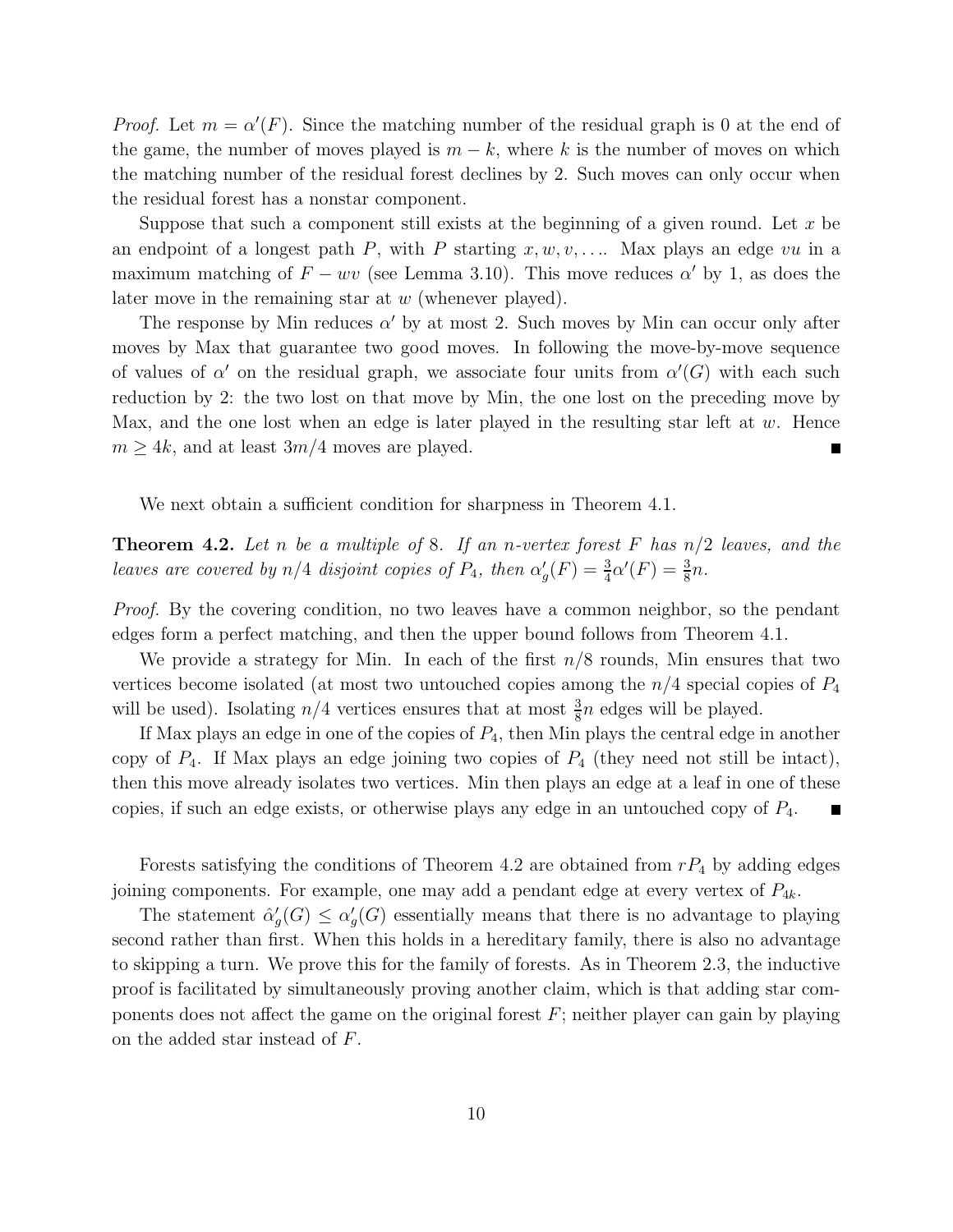*Proof.* Let $m = \alpha'(F)$. Since the matching number of the residual graph is 0 at the end of the game, the number of moves played is $m - k$, where $k$ is the number of moves on which the matching number of the residual forest declines by 2. Such moves can only occur when the residual forest has a nonstar component.

Suppose that such a component still exists at the beginning of a given round. Let $x$ be an endpoint of a longest path $P$, with $P$ starting $x, w, v, \ldots$. Max plays an edge $vu$ in a maximum matching of $F - wv$ (see Lemma 3.10). This move reduces $\alpha'$ by 1, as does the later move in the remaining star at $w$ (whenever played).

The response by Min reduces $\alpha'$ by at most 2. Such moves by Min can occur only after moves by Max that guarantee two good moves. In following the move-by-move sequence of values of $\alpha'$ on the residual graph, we associate four units from $\alpha'(G)$ with each such reduction by 2: the two lost on that move by Min, the one lost on the preceding move by Max, and the one lost when an edge is later played in the resulting star left at $w$. Hence $m \geq 4k$, and at least $3m/4$ moves are played. ∎

We next obtain a sufficient condition for sharpness in Theorem 4.1.

**Theorem 4.2.** *Let $n$ be a multiple of 8. If an $n$-vertex forest $F$ has $n/2$ leaves, and the leaves are covered by $n/4$ disjoint copies of $P_4$, then $\alpha'_g(F) = \frac{3}{4}\alpha'(F) = \frac{3}{8}n$.*

*Proof.* By the covering condition, no two leaves have a common neighbor, so the pendant edges form a perfect matching, and then the upper bound follows from Theorem 4.1.

We provide a strategy for Min. In each of the first $n/8$ rounds, Min ensures that two vertices become isolated (at most two untouched copies among the $n/4$ special copies of $P_4$ will be used). Isolating $n/4$ vertices ensures that at most $\frac{3}{8}n$ edges will be played.

If Max plays an edge in one of the copies of $P_4$, then Min plays the central edge in another copy of $P_4$. If Max plays an edge joining two copies of $P_4$ (they need not still be intact), then this move already isolates two vertices. Min then plays an edge at a leaf in one of these copies, if such an edge exists, or otherwise plays any edge in an untouched copy of $P_4$. ∎

Forests satisfying the conditions of Theorem 4.2 are obtained from $rP_4$ by adding edges joining components. For example, one may add a pendant edge at every vertex of $P_{4k}$.

The statement $\hat{\alpha}'_g(G) \leq \alpha'_g(G)$ essentially means that there is no advantage to playing second rather than first. When this holds in a hereditary family, there is also no advantage to skipping a turn. We prove this for the family of forests. As in Theorem 2.3, the inductive proof is facilitated by simultaneously proving another claim, which is that adding star components does not affect the game on the original forest $F$; neither player can gain by playing on the added star instead of $F$.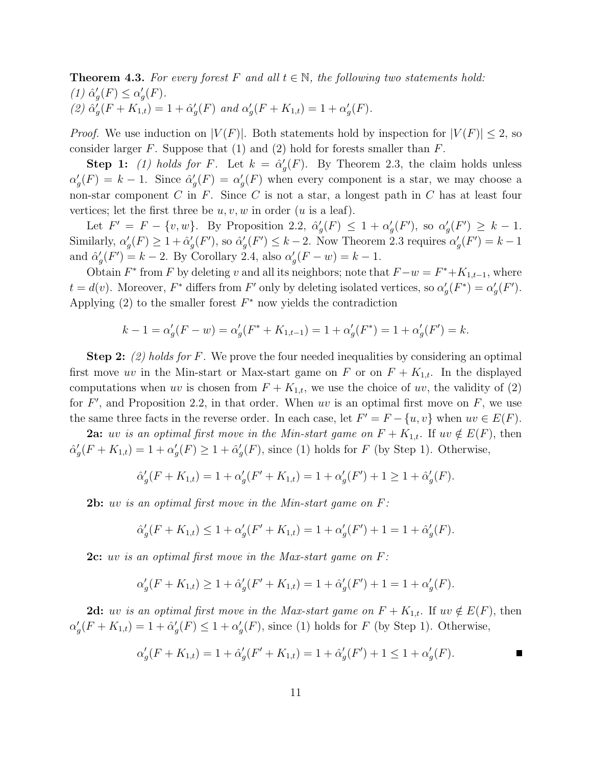**Theorem 4.3.** *For every forest $F$ and all $t \in \mathbb{N}$, the following two statements hold:*
*(1) $\hat{\alpha}'_g(F) \le \alpha'_g(F)$.*
*(2) $\hat{\alpha}'_g(F + K_{1,t}) = 1 + \hat{\alpha}'_g(F)$ and $\alpha'_g(F + K_{1,t}) = 1 + \alpha'_g(F)$.*

*Proof.* We use induction on $|V(F)|$. Both statements hold by inspection for $|V(F)| \le 2$, so consider larger $F$. Suppose that (1) and (2) hold for forests smaller than $F$.

**Step 1:** *(1) holds for $F$.* Let $k = \hat{\alpha}'_g(F)$. By Theorem 2.3, the claim holds unless $\alpha'_g(F) = k - 1$. Since $\hat{\alpha}'_g(F) = \alpha'_g(F)$ when every component is a star, we may choose a non-star component $C$ in $F$. Since $C$ is not a star, a longest path in $C$ has at least four vertices; let the first three be $u, v, w$ in order ($u$ is a leaf).

Let $F' = F - \{v, w\}$. By Proposition 2.2, $\hat{\alpha}'_g(F) \le 1 + \alpha'_g(F')$, so $\alpha'_g(F') \ge k - 1$. Similarly, $\alpha'_g(F) \ge 1 + \hat{\alpha}'_g(F')$, so $\hat{\alpha}'_g(F') \le k - 2$. Now Theorem 2.3 requires $\alpha'_g(F') = k - 1$ and $\hat{\alpha}'_g(F') = k - 2$. By Corollary 2.4, also $\alpha'_g(F - w) = k - 1$.

Obtain $F^*$ from $F$ by deleting $v$ and all its neighbors; note that $F - w = F^* + K_{1,t-1}$, where $t = d(v)$. Moreover, $F^*$ differs from $F'$ only by deleting isolated vertices, so $\alpha'_g(F^*) = \alpha'_g(F')$. Applying (2) to the smaller forest $F^*$ now yields the contradiction

$$k - 1 = \alpha'_g(F - w) = \alpha'_g(F^* + K_{1,t-1}) = 1 + \alpha'_g(F^*) = 1 + \alpha'_g(F') = k.$$

**Step 2:** *(2) holds for $F$.* We prove the four needed inequalities by considering an optimal first move $uv$ in the Min-start or Max-start game on $F$ or on $F + K_{1,t}$. In the displayed computations when $uv$ is chosen from $F + K_{1,t}$, we use the choice of $uv$, the validity of (2) for $F'$, and Proposition 2.2, in that order. When $uv$ is an optimal first move on $F$, we use the same three facts in the reverse order. In each case, let $F' = F - \{u, v\}$ when $uv \in E(F)$.

**2a:** *$uv$ is an optimal first move in the Min-start game on $F + K_{1,t}$.* If $uv \notin E(F)$, then $\hat{\alpha}'_g(F + K_{1,t}) = 1 + \alpha'_g(F) \ge 1 + \hat{\alpha}'_g(F)$, since (1) holds for $F$ (by Step 1). Otherwise,

$$\hat{\alpha}'_g(F + K_{1,t}) = 1 + \alpha'_g(F' + K_{1,t}) = 1 + \alpha'_g(F') + 1 \ge 1 + \hat{\alpha}'_g(F).$$

**2b:** *$uv$ is an optimal first move in the Min-start game on $F$:*

$$\hat{\alpha}'_g(F + K_{1,t}) \le 1 + \alpha'_g(F' + K_{1,t}) = 1 + \alpha'_g(F') + 1 = 1 + \hat{\alpha}'_g(F).$$

**2c:** *$uv$ is an optimal first move in the Max-start game on $F$:*

$$\alpha'_g(F + K_{1,t}) \ge 1 + \hat{\alpha}'_g(F' + K_{1,t}) = 1 + \hat{\alpha}'_g(F') + 1 = 1 + \alpha'_g(F).$$

**2d:** *$uv$ is an optimal first move in the Max-start game on $F + K_{1,t}$.* If $uv \notin E(F)$, then $\alpha'_g(F + K_{1,t}) = 1 + \hat{\alpha}'_g(F) \le 1 + \alpha'_g(F)$, since (1) holds for $F$ (by Step 1). Otherwise,

$$\alpha'_g(F + K_{1,t}) = 1 + \hat{\alpha}'_g(F' + K_{1,t}) = 1 + \hat{\alpha}'_g(F') + 1 \le 1 + \alpha'_g(F).$$

■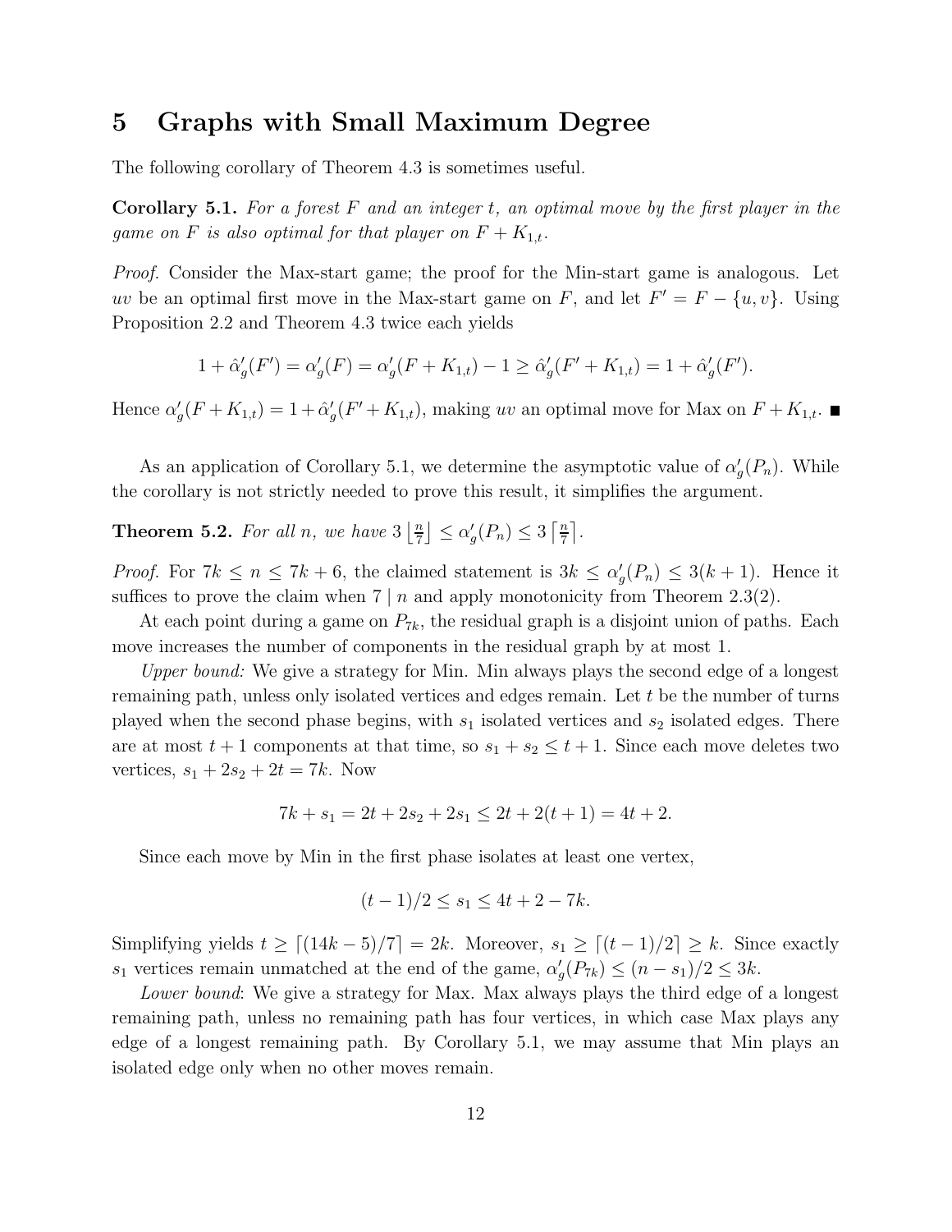## 5 Graphs with Small Maximum Degree

The following corollary of Theorem 4.3 is sometimes useful.

**Corollary 5.1.** *For a forest $F$ and an integer $t$, an optimal move by the first player in the game on $F$ is also optimal for that player on $F + K_{1,t}$.*

*Proof.* Consider the Max-start game; the proof for the Min-start game is analogous. Let $uv$ be an optimal first move in the Max-start game on $F$, and let $F' = F - \{u, v\}$. Using Proposition 2.2 and Theorem 4.3 twice each yields

$$1 + \hat{\alpha}'_g(F') = \alpha'_g(F) = \alpha'_g(F + K_{1,t}) - 1 \geq \hat{\alpha}'_g(F' + K_{1,t}) = 1 + \hat{\alpha}'_g(F').$$

Hence $\alpha'_g(F + K_{1,t}) = 1 + \hat{\alpha}'_g(F' + K_{1,t})$, making $uv$ an optimal move for Max on $F + K_{1,t}$. ■

As an application of Corollary 5.1, we determine the asymptotic value of $\alpha'_g(P_n)$. While the corollary is not strictly needed to prove this result, it simplifies the argument.

**Theorem 5.2.** *For all $n$, we have $3\left\lfloor \frac{n}{7} \right\rfloor \leq \alpha'_g(P_n) \leq 3\left\lceil \frac{n}{7} \right\rceil$.*

*Proof.* For $7k \leq n \leq 7k + 6$, the claimed statement is $3k \leq \alpha'_g(P_n) \leq 3(k + 1)$. Hence it suffices to prove the claim when $7 \mid n$ and apply monotonicity from Theorem 2.3(2).

At each point during a game on $P_{7k}$, the residual graph is a disjoint union of paths. Each move increases the number of components in the residual graph by at most 1.

*Upper bound:* We give a strategy for Min. Min always plays the second edge of a longest remaining path, unless only isolated vertices and edges remain. Let $t$ be the number of turns played when the second phase begins, with $s_1$ isolated vertices and $s_2$ isolated edges. There are at most $t + 1$ components at that time, so $s_1 + s_2 \leq t + 1$. Since each move deletes two vertices, $s_1 + 2s_2 + 2t = 7k$. Now

$$7k + s_1 = 2t + 2s_2 + 2s_1 \leq 2t + 2(t + 1) = 4t + 2.$$

Since each move by Min in the first phase isolates at least one vertex,

$$(t - 1)/2 \leq s_1 \leq 4t + 2 - 7k.$$

Simplifying yields $t \geq \lceil (14k - 5)/7 \rceil = 2k$. Moreover, $s_1 \geq \lceil (t - 1)/2 \rceil \geq k$. Since exactly $s_1$ vertices remain unmatched at the end of the game, $\alpha'_g(P_{7k}) \leq (n - s_1)/2 \leq 3k$.

*Lower bound*: We give a strategy for Max. Max always plays the third edge of a longest remaining path, unless no remaining path has four vertices, in which case Max plays any edge of a longest remaining path. By Corollary 5.1, we may assume that Min plays an isolated edge only when no other moves remain.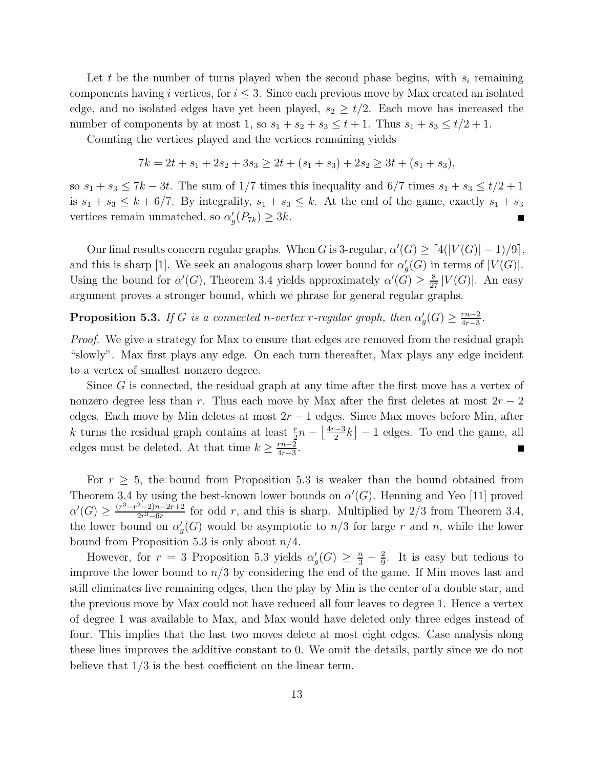Let $t$ be the number of turns played when the second phase begins, with $s_i$ remaining components having $i$ vertices, for $i \le 3$. Since each previous move by Max created an isolated edge, and no isolated edges have yet been played, $s_2 \ge t/2$. Each move has increased the number of components by at most 1, so $s_1 + s_2 + s_3 \le t + 1$. Thus $s_1 + s_3 \le t/2 + 1$.

Counting the vertices played and the vertices remaining yields

$$7k = 2t + s_1 + 2s_2 + 3s_3 \ge 2t + (s_1 + s_3) + 2s_2 \ge 3t + (s_1 + s_3),$$

so $s_1 + s_3 \le 7k - 3t$. The sum of $1/7$ times this inequality and $6/7$ times $s_1 + s_3 \le t/2 + 1$ is $s_1 + s_3 \le k + 6/7$. By integrality, $s_1 + s_3 \le k$. At the end of the game, exactly $s_1 + s_3$ vertices remain unmatched, so $\alpha'_g(P_{7k}) \ge 3k$. ■

Our final results concern regular graphs. When $G$ is 3-regular, $\alpha'(G) \ge \lceil 4(|V(G)| - 1)/9 \rceil$, and this is sharp [1]. We seek an analogous sharp lower bound for $\alpha'_g(G)$ in terms of $|V(G)|$. Using the bound for $\alpha'(G)$, Theorem 3.4 yields approximately $\alpha'(G) \ge \frac{8}{27}|V(G)|$. An easy argument proves a stronger bound, which we phrase for general regular graphs.

**Proposition 5.3.** *If $G$ is a connected $n$-vertex $r$-regular graph, then $\alpha'_g(G) \ge \frac{rn-2}{4r-3}$.*

*Proof.* We give a strategy for Max to ensure that edges are removed from the residual graph "slowly". Max first plays any edge. On each turn thereafter, Max plays any edge incident to a vertex of smallest nonzero degree.

Since $G$ is connected, the residual graph at any time after the first move has a vertex of nonzero degree less than $r$. Thus each move by Max after the first deletes at most $2r - 2$ edges. Each move by Min deletes at most $2r - 1$ edges. Since Max moves before Min, after $k$ turns the residual graph contains at least $\frac{r}{2}n - \left\lfloor \frac{4r-3}{2}k \right\rfloor - 1$ edges. To end the game, all edges must be deleted. At that time $k \ge \frac{rn-2}{4r-3}$. ■

For $r \ge 5$, the bound from Proposition 5.3 is weaker than the bound obtained from Theorem 3.4 by using the best-known lower bounds on $\alpha'(G)$. Henning and Yeo [11] proved $\alpha'(G) \ge \frac{(r^3-r^2-2)n-2r+2}{2r^3-6r}$ for odd $r$, and this is sharp. Multiplied by $2/3$ from Theorem 3.4, the lower bound on $\alpha'_g(G)$ would be asymptotic to $n/3$ for large $r$ and $n$, while the lower bound from Proposition 5.3 is only about $n/4$.

However, for $r = 3$ Proposition 5.3 yields $\alpha'_g(G) \ge \frac{n}{3} - \frac{2}{9}$. It is easy but tedious to improve the lower bound to $n/3$ by considering the end of the game. If Min moves last and still eliminates five remaining edges, then the play by Min is the center of a double star, and the previous move by Max could not have reduced all four leaves to degree 1. Hence a vertex of degree 1 was available to Max, and Max would have deleted only three edges instead of four. This implies that the last two moves delete at most eight edges. Case analysis along these lines improves the additive constant to 0. We omit the details, partly since we do not believe that $1/3$ is the best coefficient on the linear term.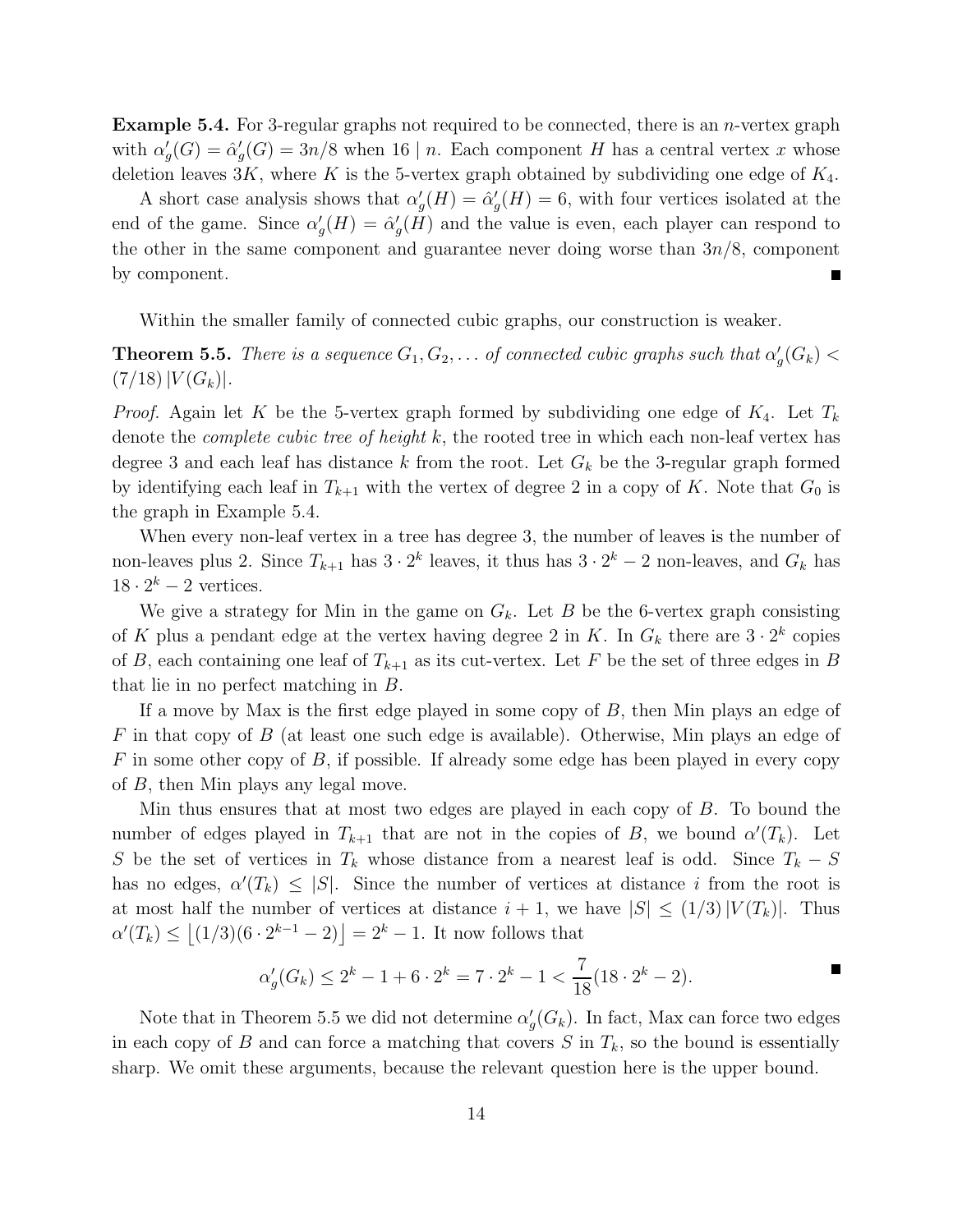**Example 5.4.** For 3-regular graphs not required to be connected, there is an $n$-vertex graph with $\alpha'_g(G) = \hat{\alpha}'_g(G) = 3n/8$ when $16 \mid n$. Each component $H$ has a central vertex $x$ whose deletion leaves $3K$, where $K$ is the 5-vertex graph obtained by subdividing one edge of $K_4$.

A short case analysis shows that $\alpha'_g(H) = \hat{\alpha}'_g(H) = 6$, with four vertices isolated at the end of the game. Since $\alpha'_g(H) = \hat{\alpha}'_g(H)$ and the value is even, each player can respond to the other in the same component and guarantee never doing worse than $3n/8$, component by component. ∎

Within the smaller family of connected cubic graphs, our construction is weaker.

**Theorem 5.5.** *There is a sequence $G_1, G_2, \ldots$ of connected cubic graphs such that $\alpha'_g(G_k) < (7/18)\,|V(G_k)|$.*

*Proof.* Again let $K$ be the 5-vertex graph formed by subdividing one edge of $K_4$. Let $T_k$ denote the *complete cubic tree of height* $k$, the rooted tree in which each non-leaf vertex has degree 3 and each leaf has distance $k$ from the root. Let $G_k$ be the 3-regular graph formed by identifying each leaf in $T_{k+1}$ with the vertex of degree 2 in a copy of $K$. Note that $G_0$ is the graph in Example 5.4.

When every non-leaf vertex in a tree has degree 3, the number of leaves is the number of non-leaves plus 2. Since $T_{k+1}$ has $3 \cdot 2^k$ leaves, it thus has $3 \cdot 2^k - 2$ non-leaves, and $G_k$ has $18 \cdot 2^k - 2$ vertices.

We give a strategy for Min in the game on $G_k$. Let $B$ be the 6-vertex graph consisting of $K$ plus a pendant edge at the vertex having degree 2 in $K$. In $G_k$ there are $3 \cdot 2^k$ copies of $B$, each containing one leaf of $T_{k+1}$ as its cut-vertex. Let $F$ be the set of three edges in $B$ that lie in no perfect matching in $B$.

If a move by Max is the first edge played in some copy of $B$, then Min plays an edge of $F$ in that copy of $B$ (at least one such edge is available). Otherwise, Min plays an edge of $F$ in some other copy of $B$, if possible. If already some edge has been played in every copy of $B$, then Min plays any legal move.

Min thus ensures that at most two edges are played in each copy of $B$. To bound the number of edges played in $T_{k+1}$ that are not in the copies of $B$, we bound $\alpha'(T_k)$. Let $S$ be the set of vertices in $T_k$ whose distance from a nearest leaf is odd. Since $T_k - S$ has no edges, $\alpha'(T_k) \le |S|$. Since the number of vertices at distance $i$ from the root is at most half the number of vertices at distance $i+1$, we have $|S| \le (1/3)\,|V(T_k)|$. Thus $\alpha'(T_k) \le \lfloor (1/3)(6 \cdot 2^{k-1} - 2) \rfloor = 2^k - 1$. It now follows that

$$\alpha'_g(G_k) \le 2^k - 1 + 6 \cdot 2^k = 7 \cdot 2^k - 1 < \frac{7}{18}(18 \cdot 2^k - 2). \qquad ∎$$

Note that in Theorem 5.5 we did not determine $\alpha'_g(G_k)$. In fact, Max can force two edges in each copy of $B$ and can force a matching that covers $S$ in $T_k$, so the bound is essentially sharp. We omit these arguments, because the relevant question here is the upper bound.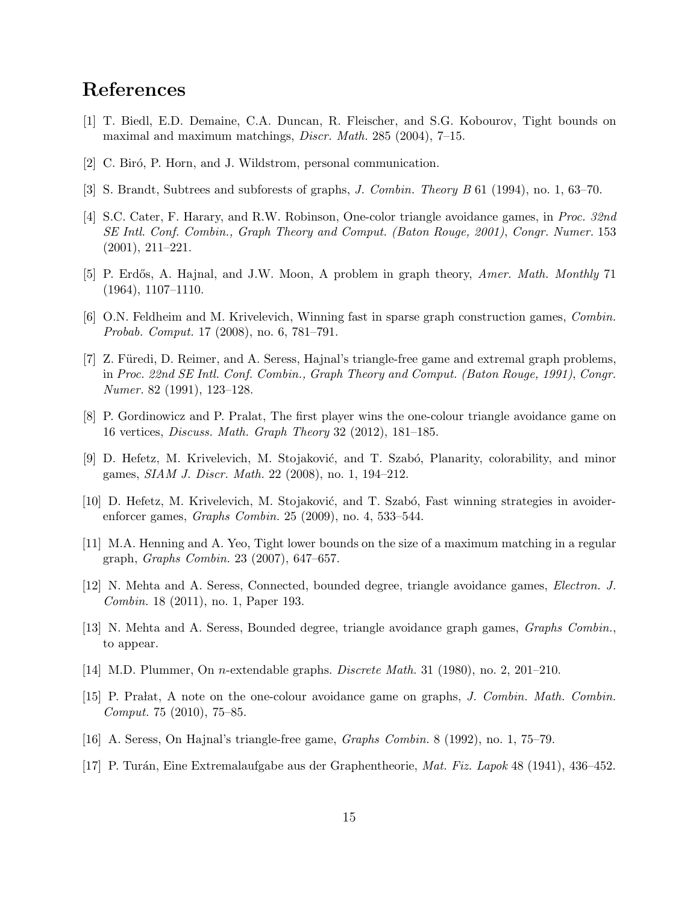# References

[1] T. Biedl, E.D. Demaine, C.A. Duncan, R. Fleischer, and S.G. Kobourov, Tight bounds on maximal and maximum matchings, *Discr. Math.* 285 (2004), 7–15.

[2] C. Biró, P. Horn, and J. Wildstrom, personal communication.

[3] S. Brandt, Subtrees and subforests of graphs, *J. Combin. Theory B* 61 (1994), no. 1, 63–70.

[4] S.C. Cater, F. Harary, and R.W. Robinson, One-color triangle avoidance games, in *Proc. 32nd SE Intl. Conf. Combin., Graph Theory and Comput. (Baton Rouge, 2001)*, *Congr. Numer.* 153 (2001), 211–221.

[5] P. Erdős, A. Hajnal, and J.W. Moon, A problem in graph theory, *Amer. Math. Monthly* 71 (1964), 1107–1110.

[6] O.N. Feldheim and M. Krivelevich, Winning fast in sparse graph construction games, *Combin. Probab. Comput.* 17 (2008), no. 6, 781–791.

[7] Z. Füredi, D. Reimer, and A. Seress, Hajnal's triangle-free game and extremal graph problems, in *Proc. 22nd SE Intl. Conf. Combin., Graph Theory and Comput. (Baton Rouge, 1991)*, *Congr. Numer.* 82 (1991), 123–128.

[8] P. Gordinowicz and P. Pralat, The first player wins the one-colour triangle avoidance game on 16 vertices, *Discuss. Math. Graph Theory* 32 (2012), 181–185.

[9] D. Hefetz, M. Krivelevich, M. Stojaković, and T. Szabó, Planarity, colorability, and minor games, *SIAM J. Discr. Math.* 22 (2008), no. 1, 194–212.

[10] D. Hefetz, M. Krivelevich, M. Stojaković, and T. Szabó, Fast winning strategies in avoider-enforcer games, *Graphs Combin.* 25 (2009), no. 4, 533–544.

[11] M.A. Henning and A. Yeo, Tight lower bounds on the size of a maximum matching in a regular graph, *Graphs Combin.* 23 (2007), 647–657.

[12] N. Mehta and A. Seress, Connected, bounded degree, triangle avoidance games, *Electron. J. Combin.* 18 (2011), no. 1, Paper 193.

[13] N. Mehta and A. Seress, Bounded degree, triangle avoidance graph games, *Graphs Combin.*, to appear.

[14] M.D. Plummer, On $n$-extendable graphs. *Discrete Math.* 31 (1980), no. 2, 201–210.

[15] P. Prałat, A note on the one-colour avoidance game on graphs, *J. Combin. Math. Combin. Comput.* 75 (2010), 75–85.

[16] A. Seress, On Hajnal's triangle-free game, *Graphs Combin.* 8 (1992), no. 1, 75–79.

[17] P. Turán, Eine Extremalaufgabe aus der Graphentheorie, *Mat. Fiz. Lapok* 48 (1941), 436–452.